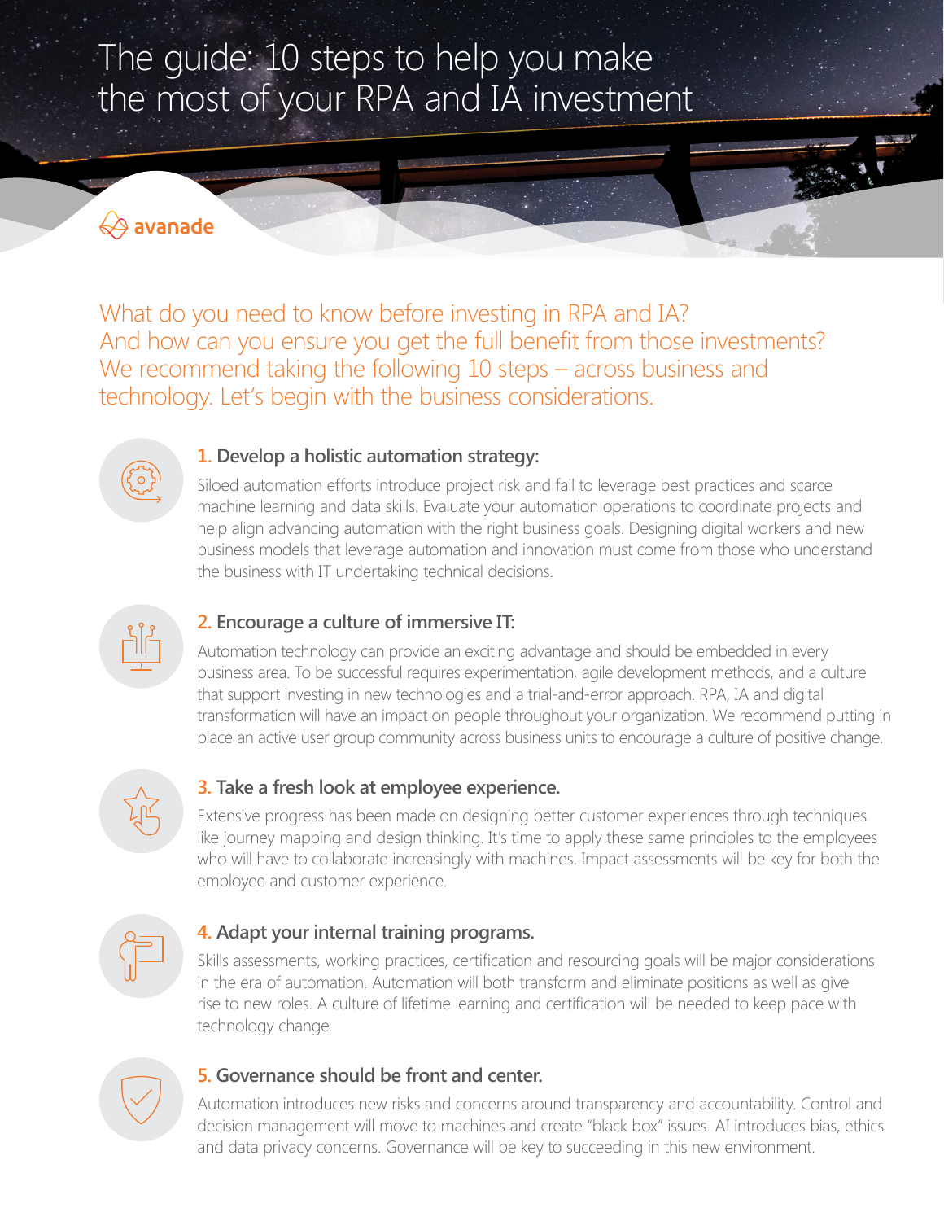# The guide: 10 steps to help you make the most of your RPA and IA investment

avanade

What do you need to know before investing in RPA and IA? And how can you ensure you get the full benefit from those investments? We recommend taking the following 10 steps – across business and technology. Let's begin with the business considerations.

### 1. Develop a holistic automation strategy:

Siloed automation efforts introduce project risk and fail to leverage best practices and scarce machine learning and data skills. Evaluate your automation operations to coordinate projects and help align advancing automation with the right business goals. Designing digital workers and new business models that leverage automation and innovation must come from those who understand the business with IT undertaking technical decisions.

### 2. Encourage a culture of immersive IT:

Automation technology can provide an exciting advantage and should be embedded in every business area. To be successful requires experimentation, agile development methods, and a culture that support investing in new technologies and a trial-and-error approach. RPA, IA and digital transformation will have an impact on people throughout your organization. We recommend putting in place an active user group community across business units to encourage a culture of positive change.

### 3. Take a fresh look at employee experience.

Extensive progress has been made on designing better customer experiences through techniques like journey mapping and design thinking. It's time to apply these same principles to the employees who will have to collaborate increasingly with machines. Impact assessments will be key for both the employee and customer experience.

### 4. Adapt your internal training programs.

Skills assessments, working practices, certification and resourcing goals will be major considerations in the era of automation. Automation will both transform and eliminate positions as well as give rise to new roles. A culture of lifetime learning and certification will be needed to keep pace with technology change.

### 5. Governance should be front and center.

Automation introduces new risks and concerns around transparency and accountability. Control and decision management will move to machines and create "black box" issues. AI introduces bias, ethics and data privacy concerns. Governance will be key to succeeding in this new environment.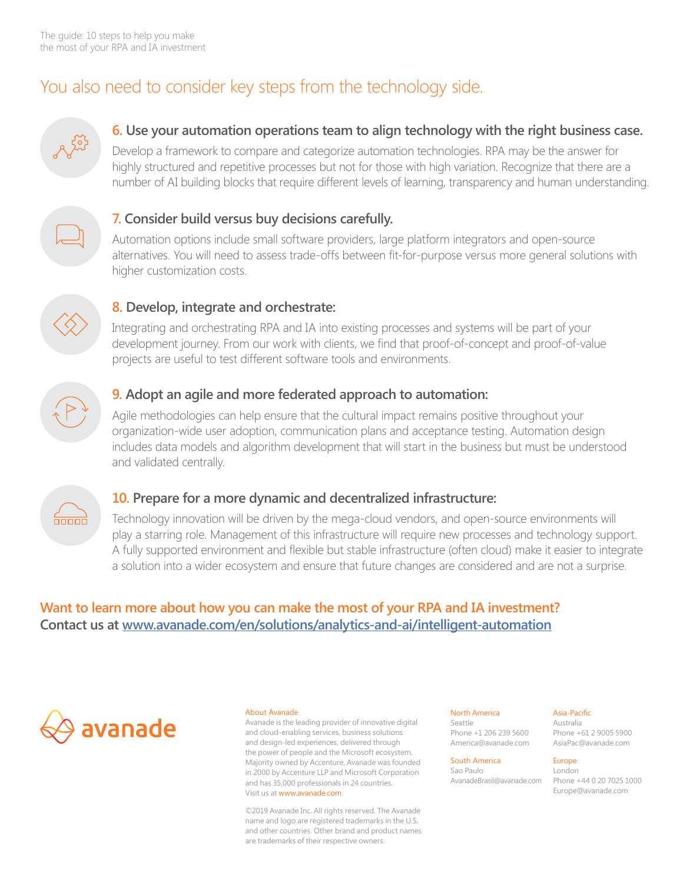## You also need to consider key steps from the technology side.

### 6. Use your automation operations team to align technology with the right business case.

Develop a framework to compare and categorize automation technologies. RPA may be the answer for highly structured and repetitive processes but not for those with high variation. Recognize that there are a number of AI building blocks that require different levels of learning, transparency and human understanding.

### 7. Consider build versus buy decisions carefully.

Automation options include small software providers, large platform integrators and open-source alternatives. You will need to assess trade-offs between fit-for-purpose versus more general solutions with higher customization costs.

### 8. Develop, integrate and orchestrate:

Integrating and orchestrating RPA and IA into existing processes and systems will be part of your development journey. From our work with clients, we find that proof-of-concept and proof-of-value projects are useful to test different software tools and environments.

### 9. Adopt an agile and more federated approach to automation:

Agile methodologies can help ensure that the cultural impact remains positive throughout your organization-wide user adoption, communication plans and acceptance testing. Automation design includes data models and algorithm development that will start in the business but must be understood and validated centrally.

### 10. Prepare for a more dynamic and decentralized infrastructure:

Technology innovation will be driven by the mega-cloud vendors, and open-source environments will play a starring role. Management of this infrastructure will require new processes and technology support. A fully supported environment and flexible but stable infrastructure (often cloud) make it easier to integrate a solution into a wider ecosystem and ensure that future changes are considered and are not a surprise.

**Want to learn more about how you can make the most of your RPA and IA investment?**
**Contact us at [www.avanade.com/en/solutions/analytics-and-ai/intelligent-automation](www.avanade.com/en/solutions/analytics-and-ai/intelligent-automation)**

avanade

**About Avanade**
Avanade is the leading provider of innovative digital and cloud-enabling services, business solutions and design-led experiences, delivered through the power of people and the Microsoft ecosystem. Majority owned by Accenture, Avanade was founded in 2000 by Accenture LLP and Microsoft Corporation and has 35,000 professionals in 24 countries. Visit us at www.avanade.com

©2019 Avanade Inc. All rights reserved. The Avanade name and logo are registered trademarks in the U.S. and other countries. Other brand and product names are trademarks of their respective owners.

**North America**
Seattle
Phone +1 206 239 5600
America@avanade.com

**South America**
Sao Paulo
AvanadeBrasil@avanade.com

**Asia-Pacific**
Australia
Phone +61 2 9005 5900
AsiaPac@avanade.com

**Europe**
London
Phone +44 0 20 7025 1000
Europe@avanade.com